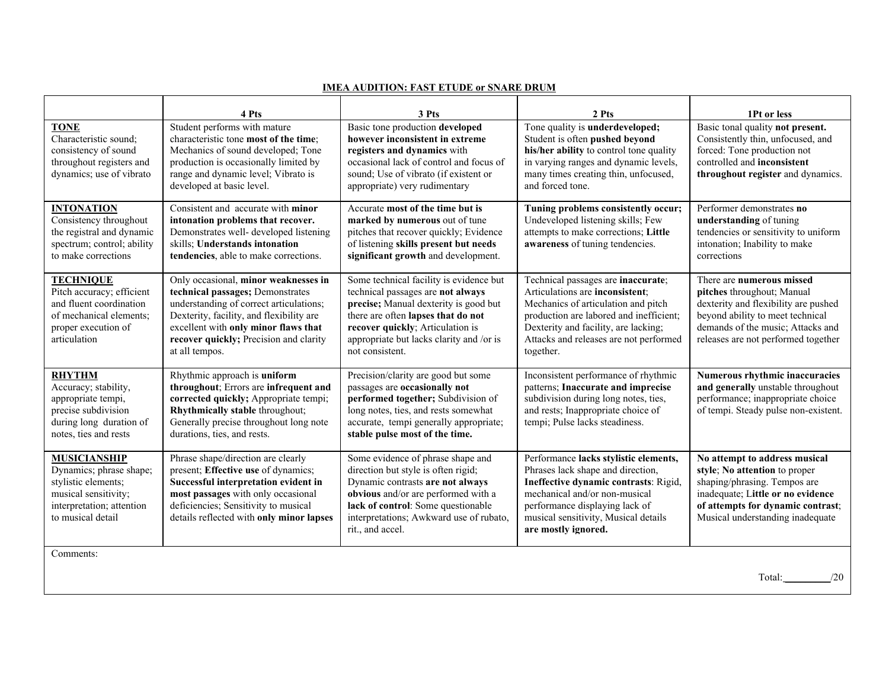**IMEA AUDITION: FAST ETUDE or SNARE DRUM**

| | 4 Pts | 3 Pts | 2 Pts | 1Pt or less |
|---|---|---|---|---|
| **TONE** Characteristic sound; consistency of sound throughout registers and dynamics; use of vibrato | Student performs with mature characteristic tone **most of the time**; Mechanics of sound developed; Tone production is occasionally limited by range and dynamic level; Vibrato is developed at basic level. | Basic tone production **developed however inconsistent in extreme registers and dynamics** with occasional lack of control and focus of sound; Use of vibrato (if existent or appropriate) very rudimentary | Tone quality is **underdeveloped;** Student is often **pushed beyond his/her ability** to control tone quality in varying ranges and dynamic levels, many times creating thin, unfocused, and forced tone. | Basic tonal quality **not present.** Consistently thin, unfocused, and forced: Tone production not controlled and **inconsistent throughout register** and dynamics. |
| **INTONATION** Consistency throughout the registral and dynamic spectrum; control; ability to make corrections | Consistent and accurate with **minor intonation problems that recover.** Demonstrates well- developed listening skills; **Understands intonation tendencies**, able to make corrections. | Accurate **most of the time but is marked by numerous** out of tune pitches that recover quickly; Evidence of listening **skills present but needs significant growth** and development. | **Tuning problems consistently occur;** Undeveloped listening skills; Few attempts to make corrections; **Little awareness** of tuning tendencies. | Performer demonstrates **no understanding** of tuning tendencies or sensitivity to uniform intonation; Inability to make corrections |
| **TECHNIQUE** Pitch accuracy; efficient and fluent coordination of mechanical elements; proper execution of articulation | Only occasional, **minor weaknesses in technical passages;** Demonstrates understanding of correct articulations; Dexterity, facility, and flexibility are excellent with **only minor flaws that recover quickly;** Precision and clarity at all tempos. | Some technical facility is evidence but technical passages are **not always precise;** Manual dexterity is good but there are often **lapses that do not recover quickly**; Articulation is appropriate but lacks clarity and /or is not consistent. | Technical passages are **inaccurate**; Articulations are **inconsistent**; Mechanics of articulation and pitch production are labored and inefficient; Dexterity and facility, are lacking; Attacks and releases are not performed together. | There are **numerous missed pitches** throughout; Manual dexterity and flexibility are pushed beyond ability to meet technical demands of the music; Attacks and releases are not performed together |
| **RHYTHM** Accuracy; stability, appropriate tempi, precise subdivision during long duration of notes, ties and rests | Rhythmic approach is **uniform throughout**; Errors are **infrequent and corrected quickly;** Appropriate tempi; **Rhythmically stable** throughout; Generally precise throughout long note durations, ties, and rests. | Precision/clarity are good but some passages are **occasionally not performed together;** Subdivision of long notes, ties, and rests somewhat accurate, tempi generally appropriate; **stable pulse most of the time.** | Inconsistent performance of rhythmic patterns; **Inaccurate and imprecise** subdivision during long notes, ties, and rests; Inappropriate choice of tempi; Pulse lacks steadiness. | **Numerous rhythmic inaccuracies and generally** unstable throughout performance; inappropriate choice of tempi. Steady pulse non-existent. |
| **MUSICIANSHIP** Dynamics; phrase shape; stylistic elements; musical sensitivity; interpretation; attention to musical detail | Phrase shape/direction are clearly present; **Effective use** of dynamics; **Successful interpretation evident in most passages** with only occasional deficiencies; Sensitivity to musical details reflected with **only minor lapses** | Some evidence of phrase shape and direction but style is often rigid; Dynamic contrasts **are not always obvious** and/or are performed with a **lack of control**: Some questionable interpretations; Awkward use of rubato, rit., and accel. | Performance **lacks stylistic elements,** Phrases lack shape and direction, **Ineffective dynamic contrasts**: Rigid, mechanical and/or non-musical performance displaying lack of musical sensitivity, Musical details **are mostly ignored.** | **No attempt to address musical style**; **No attention** to proper shaping/phrasing. Tempos are inadequate; L**ittle or no evidence of attempts for dynamic contrast**; Musical understanding inadequate |

Comments:

Total: \_\_\_\_\_\_\_\_\_/20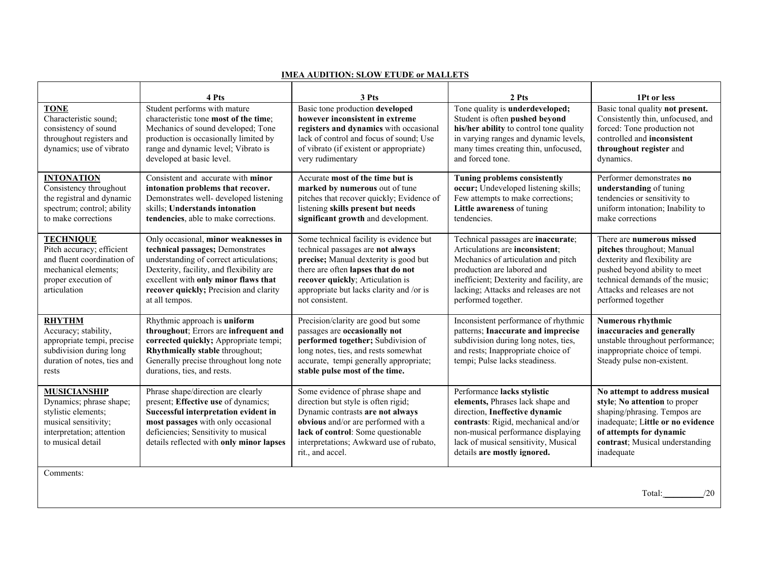**IMEA AUDITION: SLOW ETUDE or MALLETS**

| | 4 Pts | 3 Pts | 2 Pts | 1Pt or less |
|---|---|---|---|---|
| **TONE**<br>Characteristic sound; consistency of sound throughout registers and dynamics; use of vibrato | Student performs with mature characteristic tone **most of the time**; Mechanics of sound developed; Tone production is occasionally limited by range and dynamic level; Vibrato is developed at basic level. | Basic tone production **developed however inconsistent in extreme registers and dynamics** with occasional lack of control and focus of sound; Use of vibrato (if existent or appropriate) very rudimentary | Tone quality is **underdeveloped;** Student is often **pushed beyond his/her ability** to control tone quality in varying ranges and dynamic levels, many times creating thin, unfocused, and forced tone. | Basic tonal quality **not present.** Consistently thin, unfocused, and forced: Tone production not controlled and **inconsistent throughout register** and dynamics. |
| **INTONATION**<br>Consistency throughout the registral and dynamic spectrum; control; ability to make corrections | Consistent and accurate with **minor intonation problems that recover.** Demonstrates well- developed listening skills; **Understands intonation tendencies**, able to make corrections. | Accurate **most of the time but is marked by numerous** out of tune pitches that recover quickly; Evidence of listening **skills present but needs significant growth** and development. | **Tuning problems consistently occur;** Undeveloped listening skills; Few attempts to make corrections; **Little awareness** of tuning tendencies. | Performer demonstrates **no understanding** of tuning tendencies or sensitivity to uniform intonation; Inability to make corrections |
| **TECHNIQUE**<br>Pitch accuracy; efficient and fluent coordination of mechanical elements; proper execution of articulation | Only occasional, **minor weaknesses in technical passages;** Demonstrates understanding of correct articulations; Dexterity, facility, and flexibility are excellent with **only minor flaws that recover quickly;** Precision and clarity at all tempos. | Some technical facility is evidence but technical passages are **not always precise;** Manual dexterity is good but there are often **lapses that do not recover quickly**; Articulation is appropriate but lacks clarity and /or is not consistent. | Technical passages are **inaccurate**; Articulations are **inconsistent**; Mechanics of articulation and pitch production are labored and inefficient; Dexterity and facility, are lacking; Attacks and releases are not performed together. | There are **numerous missed pitches** throughout; Manual dexterity and flexibility are pushed beyond ability to meet technical demands of the music; Attacks and releases are not performed together |
| **RHYTHM**<br>Accuracy; stability, appropriate tempi, precise subdivision during long duration of notes, ties and rests | Rhythmic approach is **uniform throughout**; Errors are **infrequent and corrected quickly;** Appropriate tempi; **Rhythmically stable** throughout; Generally precise throughout long note durations, ties, and rests. | Precision/clarity are good but some passages are **occasionally not performed together;** Subdivision of long notes, ties, and rests somewhat accurate, tempi generally appropriate; **stable pulse most of the time.** | Inconsistent performance of rhythmic patterns; **Inaccurate and imprecise** subdivision during long notes, ties, and rests; Inappropriate choice of tempi; Pulse lacks steadiness. | **Numerous rhythmic inaccuracies and generally** unstable throughout performance; inappropriate choice of tempi. Steady pulse non-existent. |
| **MUSICIANSHIP**<br>Dynamics; phrase shape; stylistic elements; musical sensitivity; interpretation; attention to musical detail | Phrase shape/direction are clearly present; **Effective use** of dynamics; **Successful interpretation evident in most passages** with only occasional deficiencies; Sensitivity to musical details reflected with **only minor lapses** | Some evidence of phrase shape and direction but style is often rigid; Dynamic contrasts **are not always obvious** and/or are performed with a **lack of control**: Some questionable interpretations; Awkward use of rubato, rit., and accel. | Performance **lacks stylistic elements,** Phrases lack shape and direction, **Ineffective dynamic contrasts**: Rigid, mechanical and/or non-musical performance displaying lack of musical sensitivity, Musical details **are mostly ignored.** | **No attempt to address musical style**; **No attention** to proper shaping/phrasing. Tempos are inadequate; L**ittle or no evidence of attempts for dynamic contrast**; Musical understanding inadequate |

Comments:

Total: ________/20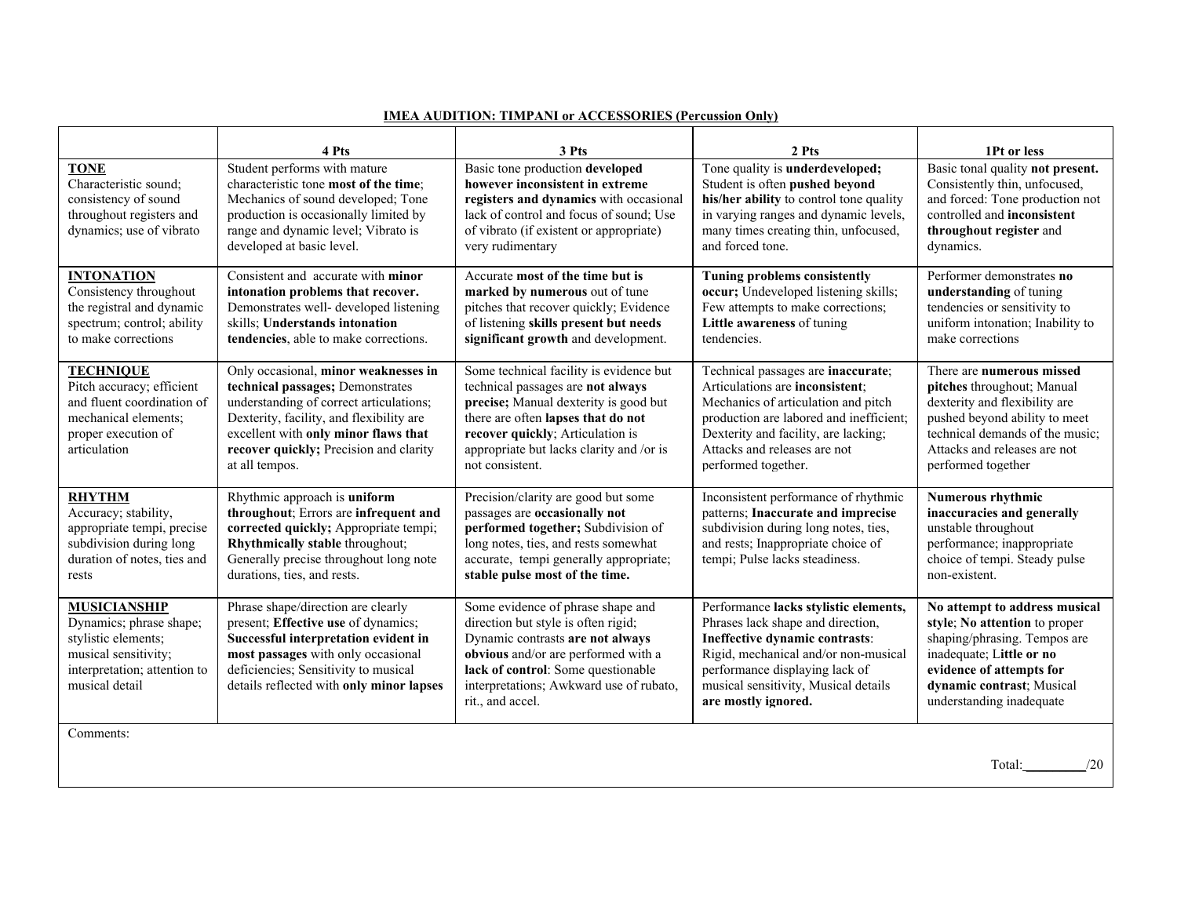**IMEA AUDITION: TIMPANI or ACCESSORIES (Percussion Only)**

| | 4 Pts | 3 Pts | 2 Pts | 1Pt or less |
|---|---|---|---|---|
| **TONE**<br>Characteristic sound; consistency of sound throughout registers and dynamics; use of vibrato | Student performs with mature characteristic tone **most of the time**; Mechanics of sound developed; Tone production is occasionally limited by range and dynamic level; Vibrato is developed at basic level. | Basic tone production **developed however inconsistent in extreme registers and dynamics** with occasional lack of control and focus of sound; Use of vibrato (if existent or appropriate) very rudimentary | Tone quality is **underdeveloped;** Student is often **pushed beyond his/her ability** to control tone quality in varying ranges and dynamic levels, many times creating thin, unfocused, and forced tone. | Basic tonal quality **not present.** Consistently thin, unfocused, and forced: Tone production not controlled and **inconsistent throughout register** and dynamics. |
| **INTONATION**<br>Consistency throughout the registral and dynamic spectrum; control; ability to make corrections | Consistent and accurate with **minor intonation problems that recover.** Demonstrates well- developed listening skills; **Understands intonation tendencies**, able to make corrections. | Accurate **most of the time but is marked by numerous** out of tune pitches that recover quickly; Evidence of listening **skills present but needs significant growth** and development. | **Tuning problems consistently occur;** Undeveloped listening skills; Few attempts to make corrections; **Little awareness** of tuning tendencies. | Performer demonstrates **no understanding** of tuning tendencies or sensitivity to uniform intonation; Inability to make corrections |
| **TECHNIQUE**<br>Pitch accuracy; efficient and fluent coordination of mechanical elements; proper execution of articulation | Only occasional, **minor weaknesses in technical passages;** Demonstrates understanding of correct articulations; Dexterity, facility, and flexibility are excellent with **only minor flaws that recover quickly;** Precision and clarity at all tempos. | Some technical facility is evidence but technical passages are **not always precise;** Manual dexterity is good but there are often **lapses that do not recover quickly**; Articulation is appropriate but lacks clarity and /or is not consistent. | Technical passages are **inaccurate**; Articulations are **inconsistent**; Mechanics of articulation and pitch production are labored and inefficient; Dexterity and facility, are lacking; Attacks and releases are not performed together. | There are **numerous missed pitches** throughout; Manual dexterity and flexibility are pushed beyond ability to meet technical demands of the music; Attacks and releases are not performed together |
| **RHYTHM**<br>Accuracy; stability, appropriate tempi, precise subdivision during long duration of notes, ties and rests | Rhythmic approach is **uniform throughout**; Errors are **infrequent and corrected quickly;** Appropriate tempi; **Rhythmically stable** throughout; Generally precise throughout long note durations, ties, and rests. | Precision/clarity are good but some passages are **occasionally not performed together;** Subdivision of long notes, ties, and rests somewhat accurate, tempi generally appropriate; **stable pulse most of the time.** | Inconsistent performance of rhythmic patterns; **Inaccurate and imprecise** subdivision during long notes, ties, and rests; Inappropriate choice of tempi; Pulse lacks steadiness. | **Numerous rhythmic inaccuracies and generally** unstable throughout performance; inappropriate choice of tempi. Steady pulse non-existent. |
| **MUSICIANSHIP**<br>Dynamics; phrase shape; stylistic elements; musical sensitivity; interpretation; attention to musical detail | Phrase shape/direction are clearly present; **Effective use** of dynamics; **Successful interpretation evident in most passages** with only occasional deficiencies; Sensitivity to musical details reflected with **only minor lapses** | Some evidence of phrase shape and direction but style is often rigid; Dynamic contrasts **are not always obvious** and/or are performed with a **lack of control**: Some questionable interpretations; Awkward use of rubato, rit., and accel. | Performance **lacks stylistic elements,** Phrases lack shape and direction, **Ineffective dynamic contrasts**: Rigid, mechanical and/or non-musical performance displaying lack of musical sensitivity, Musical details **are mostly ignored.** | **No attempt to address musical style**; **No attention** to proper shaping/phrasing. Tempos are inadequate; **Little or no evidence of attempts for dynamic contrast**; Musical understanding inadequate |

Comments:

Total:_________/20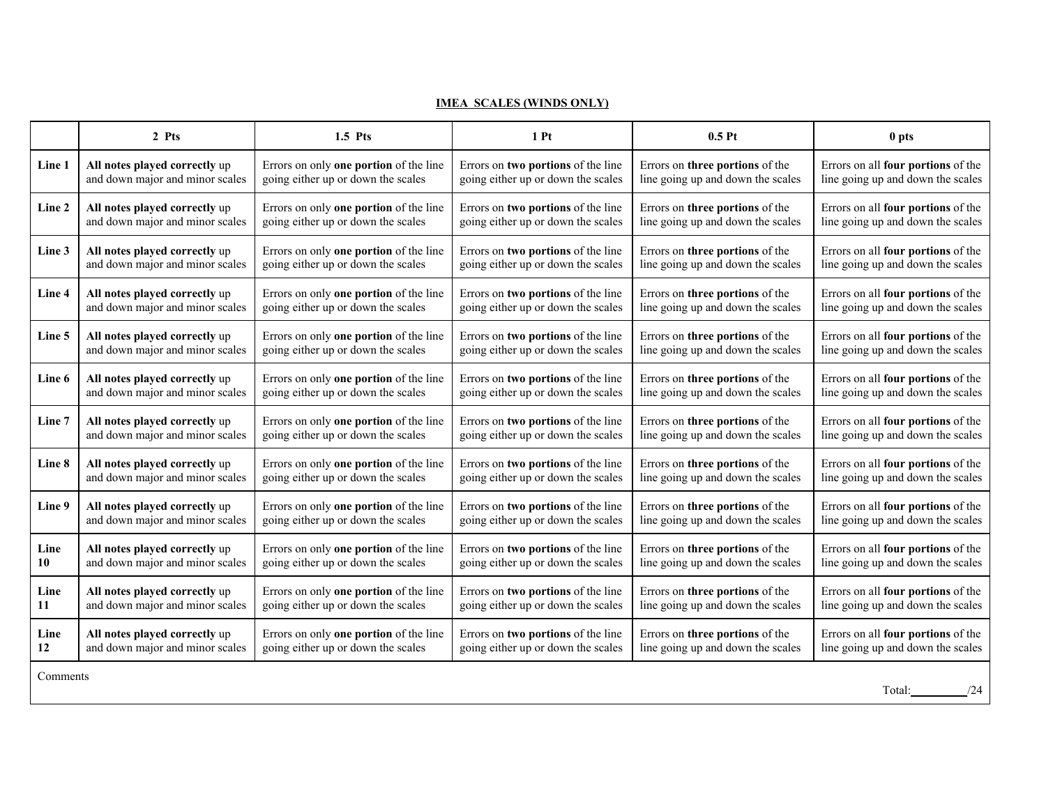## IMEA SCALES (WINDS ONLY)

| | 2 Pts | 1.5 Pts | 1 Pt | 0.5 Pt | 0 pts |
|---|---|---|---|---|---|
| **Line 1** | **All notes played correctly** up and down major and minor scales | Errors on only **one portion** of the line going either up or down the scales | Errors on **two portions** of the line going either up or down the scales | Errors on **three portions** of the line going up and down the scales | Errors on all **four portions** of the line going up and down the scales |
| **Line 2** | **All notes played correctly** up and down major and minor scales | Errors on only **one portion** of the line going either up or down the scales | Errors on **two portions** of the line going either up or down the scales | Errors on **three portions** of the line going up and down the scales | Errors on all **four portions** of the line going up and down the scales |
| **Line 3** | **All notes played correctly** up and down major and minor scales | Errors on only **one portion** of the line going either up or down the scales | Errors on **two portions** of the line going either up or down the scales | Errors on **three portions** of the line going up and down the scales | Errors on all **four portions** of the line going up and down the scales |
| **Line 4** | **All notes played correctly** up and down major and minor scales | Errors on only **one portion** of the line going either up or down the scales | Errors on **two portions** of the line going either up or down the scales | Errors on **three portions** of the line going up and down the scales | Errors on all **four portions** of the line going up and down the scales |
| **Line 5** | **All notes played correctly** up and down major and minor scales | Errors on only **one portion** of the line going either up or down the scales | Errors on **two portions** of the line going either up or down the scales | Errors on **three portions** of the line going up and down the scales | Errors on all **four portions** of the line going up and down the scales |
| **Line 6** | **All notes played correctly** up and down major and minor scales | Errors on only **one portion** of the line going either up or down the scales | Errors on **two portions** of the line going either up or down the scales | Errors on **three portions** of the line going up and down the scales | Errors on all **four portions** of the line going up and down the scales |
| **Line 7** | **All notes played correctly** up and down major and minor scales | Errors on only **one portion** of the line going either up or down the scales | Errors on **two portions** of the line going either up or down the scales | Errors on **three portions** of the line going up and down the scales | Errors on all **four portions** of the line going up and down the scales |
| **Line 8** | **All notes played correctly** up and down major and minor scales | Errors on only **one portion** of the line going either up or down the scales | Errors on **two portions** of the line going either up or down the scales | Errors on **three portions** of the line going up and down the scales | Errors on all **four portions** of the line going up and down the scales |
| **Line 9** | **All notes played correctly** up and down major and minor scales | Errors on only **one portion** of the line going either up or down the scales | Errors on **two portions** of the line going either up or down the scales | Errors on **three portions** of the line going up and down the scales | Errors on all **four portions** of the line going up and down the scales |
| **Line 10** | **All notes played correctly** up and down major and minor scales | Errors on only **one portion** of the line going either up or down the scales | Errors on **two portions** of the line going either up or down the scales | Errors on **three portions** of the line going up and down the scales | Errors on all **four portions** of the line going up and down the scales |
| **Line 11** | **All notes played correctly** up and down major and minor scales | Errors on only **one portion** of the line going either up or down the scales | Errors on **two portions** of the line going either up or down the scales | Errors on **three portions** of the line going up and down the scales | Errors on all **four portions** of the line going up and down the scales |
| **Line 12** | **All notes played correctly** up and down major and minor scales | Errors on only **one portion** of the line going either up or down the scales | Errors on **two portions** of the line going either up or down the scales | Errors on **three portions** of the line going up and down the scales | Errors on all **four portions** of the line going up and down the scales |

Comments

Total: ________/24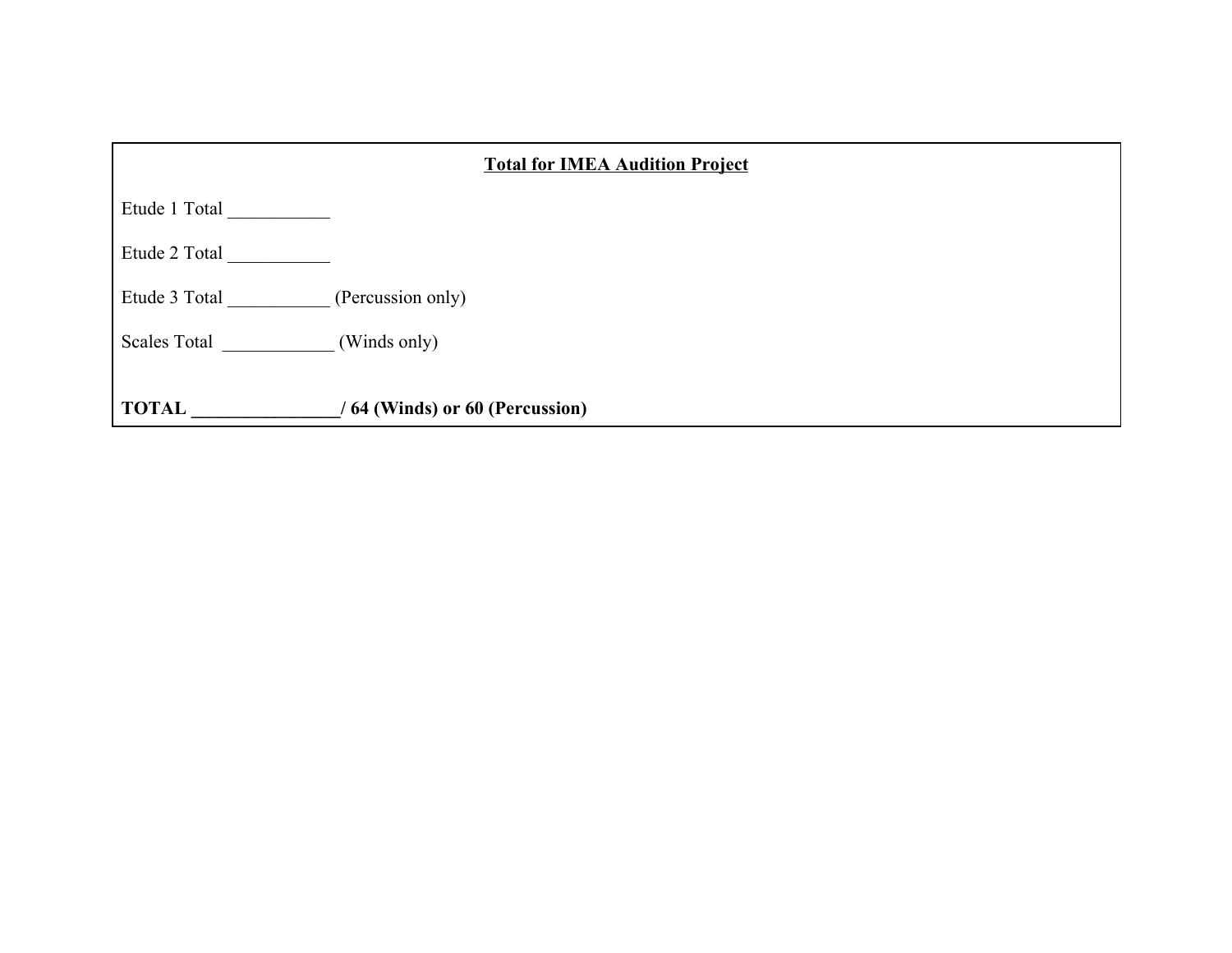**Total for IMEA Audition Project**

Etude 1 Total ___________

Etude 2 Total ___________

Etude 3 Total ___________ (Percussion only)

Scales Total ____________ (Winds only)

**TOTAL _______________/ 64 (Winds) or 60 (Percussion)**